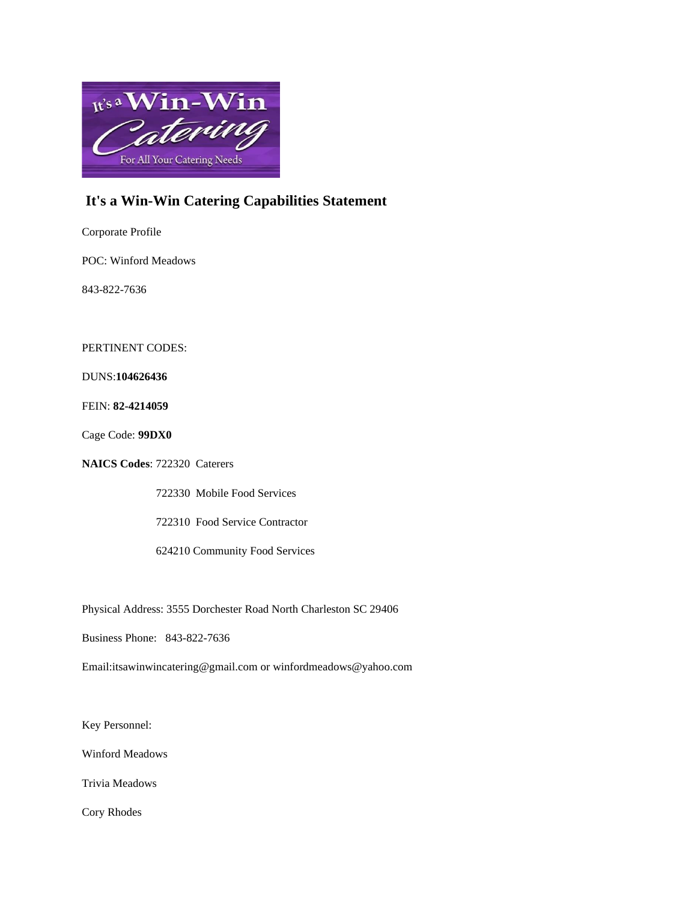# It's a Win-Win Catering Capabilities Statement

Corporate Profile

POC: Winford Meadows

843-822-7636

PERTINENT CODES:

DUNS:**104626436**

FEIN: **82-4214059**

Cage Code: **99DX0**

**NAICS Codes**: 722320 Caterers

722330 Mobile Food Services

722310 Food Service Contractor

624210 Community Food Services

Physical Address: 3555 Dorchester Road North Charleston SC 29406

Business Phone: 843-822-7636

Email:itsawinwincatering@gmail.com or winfordmeadows@yahoo.com

Key Personnel:

Winford Meadows

Trivia Meadows

Cory Rhodes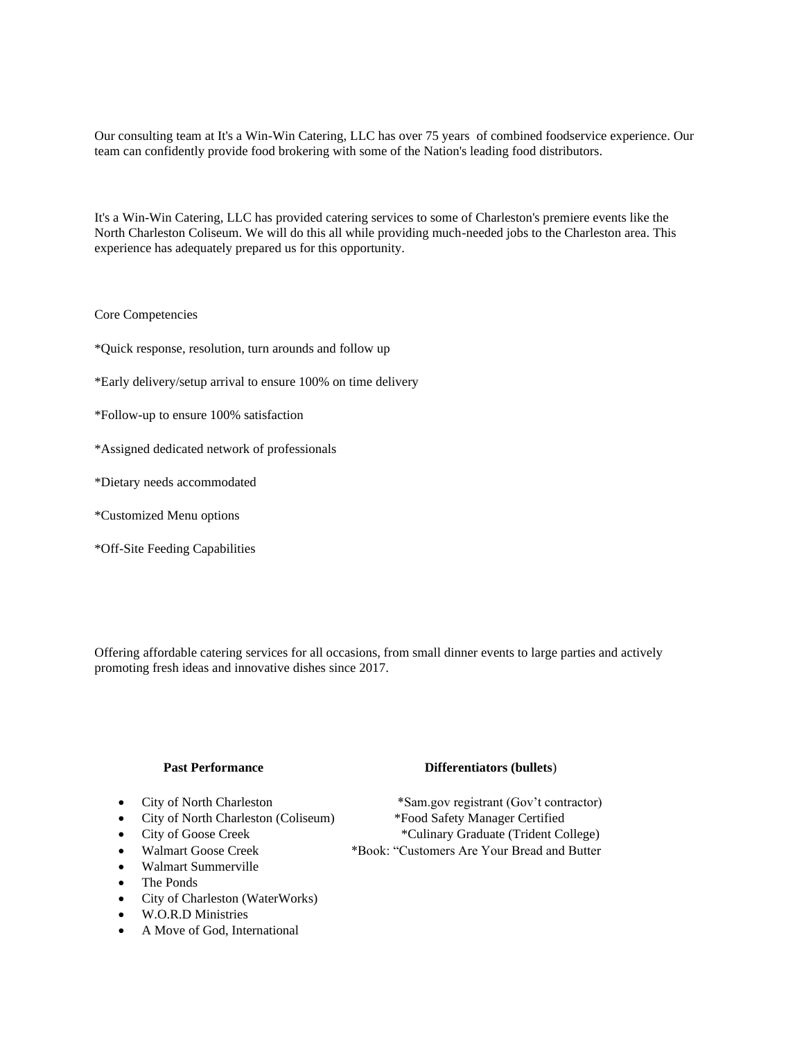Our consulting team at It's a Win-Win Catering, LLC has over 75 years of combined foodservice experience. Our team can confidently provide food brokering with some of the Nation's leading food distributors.

It's a Win-Win Catering, LLC has provided catering services to some of Charleston's premiere events like the North Charleston Coliseum. We will do this all while providing much-needed jobs to the Charleston area. This experience has adequately prepared us for this opportunity.

Core Competencies

*Quick response, resolution, turn arounds and follow up

*Early delivery/setup arrival to ensure 100% on time delivery

*Follow-up to ensure 100% satisfaction

*Assigned dedicated network of professionals

*Dietary needs accommodated

*Customized Menu options

*Off-Site Feeding Capabilities

Offering affordable catering services for all occasions, from small dinner events to large parties and actively promoting fresh ideas and innovative dishes since 2017.

**Past Performance**

- City of North Charleston
- City of North Charleston (Coliseum)
- City of Goose Creek
- Walmart Goose Creek
- Walmart Summerville
- The Ponds
- City of Charleston (WaterWorks)
- W.O.R.D Ministries
- A Move of God, International

**Differentiators (bullets**)

*Sam.gov registrant (Gov't contractor)

*Food Safety Manager Certified

*Culinary Graduate (Trident College)

*Book: "Customers Are Your Bread and Butter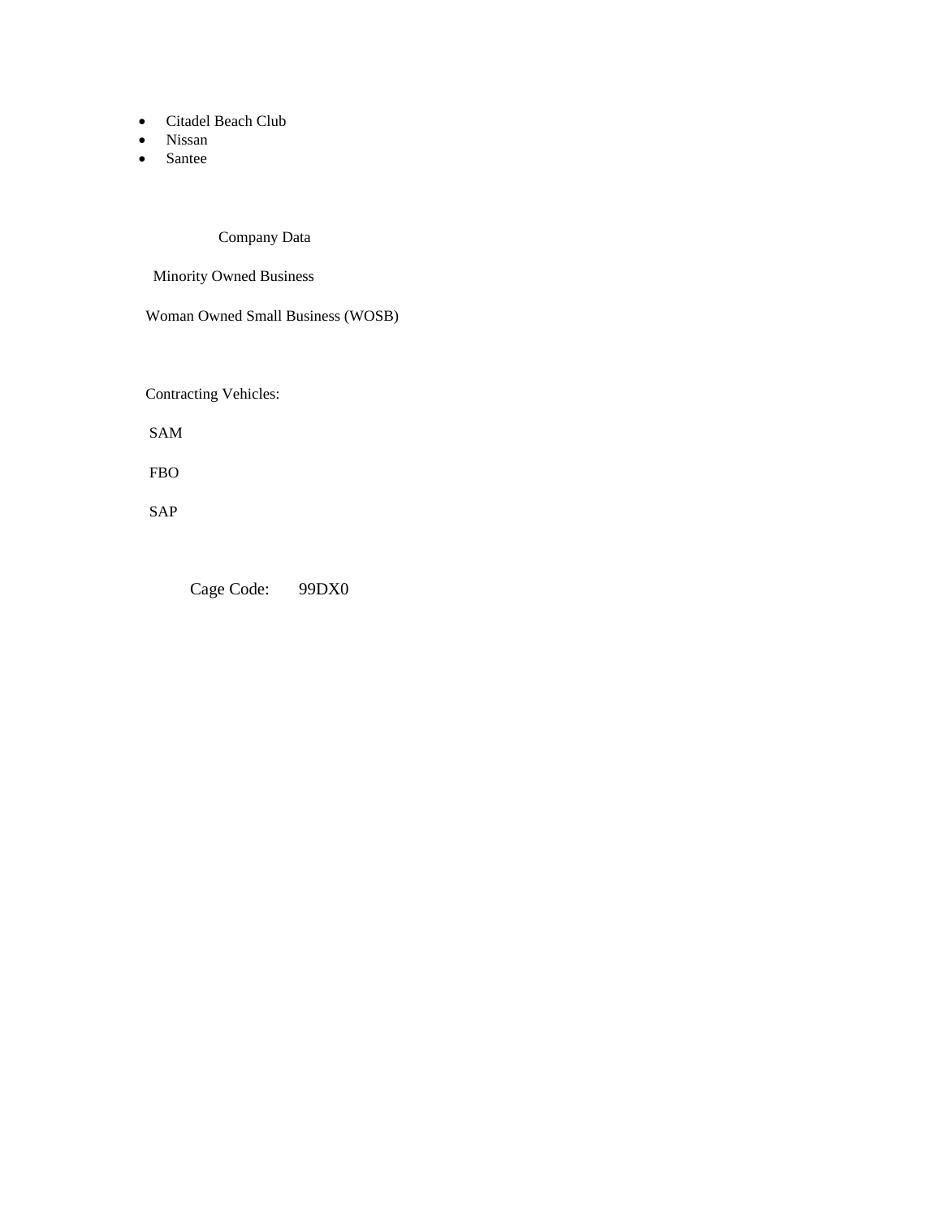- Citadel Beach Club
- Nissan
- Santee

Company Data

Minority Owned Business

Woman Owned Small Business (WOSB)

Contracting Vehicles:

SAM

FBO

SAP

Cage Code: 99DX0